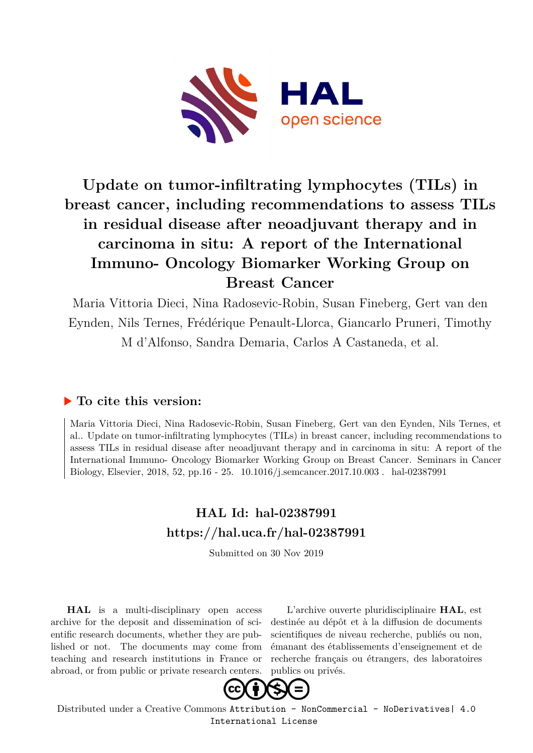# Update on tumor-infiltrating lymphocytes (TILs) in breast cancer, including recommendations to assess TILs in residual disease after neoadjuvant therapy and in carcinoma in situ: A report of the International Immuno- Oncology Biomarker Working Group on Breast Cancer

Maria Vittoria Dieci, Nina Radosevic-Robin, Susan Fineberg, Gert van den Eynden, Nils Ternes, Frédérique Penault-Llorca, Giancarlo Pruneri, Timothy M d'Alfonso, Sandra Demaria, Carlos A Castaneda, et al.

## ▶ To cite this version:

Maria Vittoria Dieci, Nina Radosevic-Robin, Susan Fineberg, Gert van den Eynden, Nils Ternes, et al.. Update on tumor-infiltrating lymphocytes (TILs) in breast cancer, including recommendations to assess TILs in residual disease after neoadjuvant therapy and in carcinoma in situ: A report of the International Immuno- Oncology Biomarker Working Group on Breast Cancer. Seminars in Cancer Biology, Elsevier, 2018, 52, pp.16 - 25. 10.1016/j.semcancer.2017.10.003 . hal-02387991

## HAL Id: hal-02387991
## https://hal.uca.fr/hal-02387991

Submitted on 30 Nov 2019

**HAL** is a multi-disciplinary open access archive for the deposit and dissemination of scientific research documents, whether they are published or not. The documents may come from teaching and research institutions in France or abroad, or from public or private research centers.

L'archive ouverte pluridisciplinaire **HAL**, est destinée au dépôt et à la diffusion de documents scientifiques de niveau recherche, publiés ou non, émanant des établissements d'enseignement et de recherche français ou étrangers, des laboratoires publics ou privés.

Distributed under a Creative Commons Attribution - NonCommercial - NoDerivatives| 4.0 International License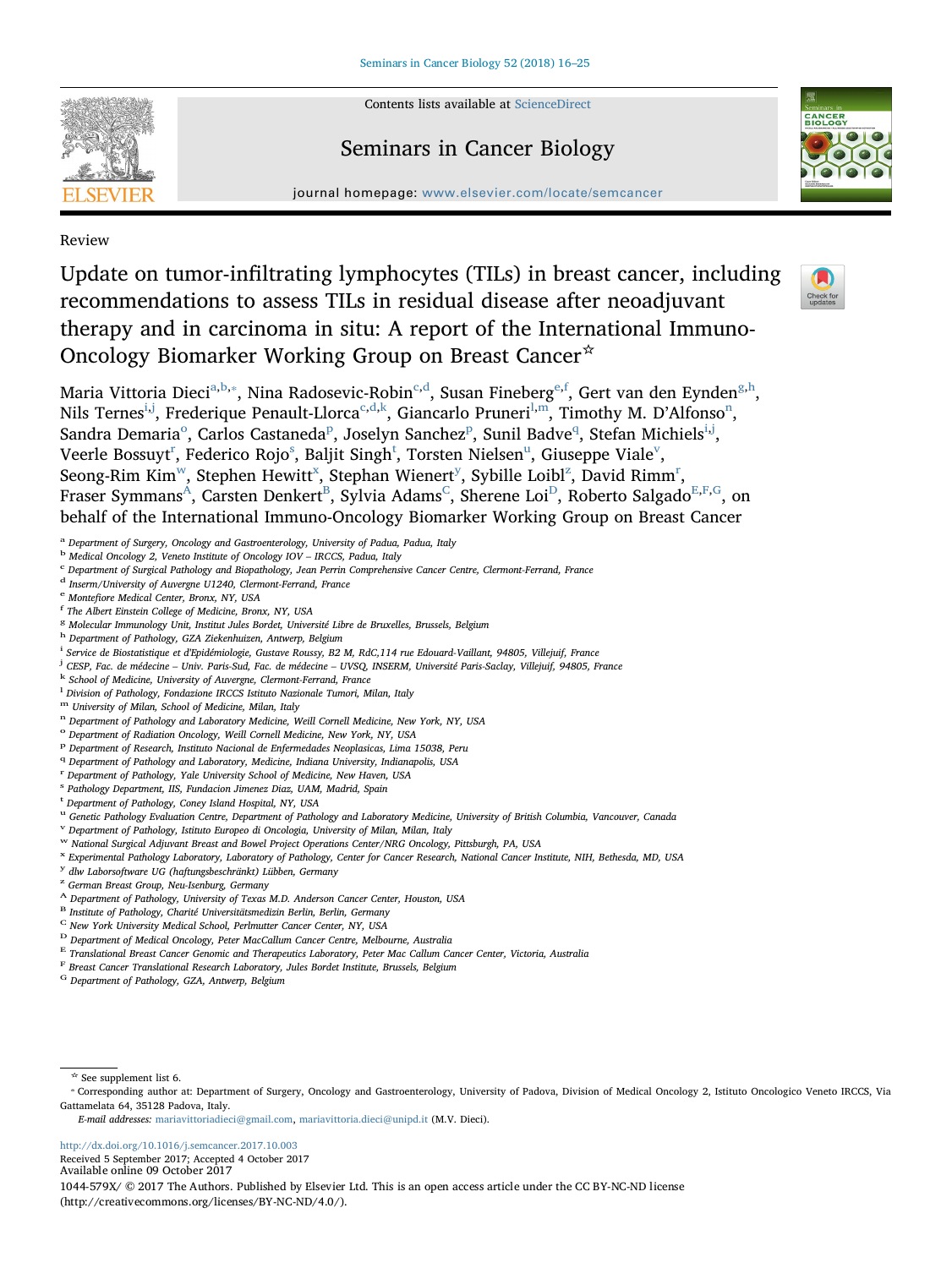Review

# Update on tumor-infiltrating lymphocytes (TILs) in breast cancer, including recommendations to assess TILs in residual disease after neoadjuvant therapy and in carcinoma in situ: A report of the International Immuno-Oncology Biomarker Working Group on Breast Cancer[☆]

Maria Vittoria Dieci[a,b,*], Nina Radosevic-Robin[c,d], Susan Fineberg[e,f], Gert van den Eynden[g,h], Nils Ternes[i,j], Frederique Penault-Llorca[c,d,k], Giancarlo Pruneri[l,m], Timothy M. D'Alfonso[n], Sandra Demaria[o], Carlos Castaneda[p], Joselyn Sanchez[p], Sunil Badve[q], Stefan Michiels[i,j], Veerle Bossuyt[r], Federico Rojo[s], Baljit Singh[t], Torsten Nielsen[u], Giuseppe Viale[v], Seong-Rim Kim[w], Stephen Hewitt[x], Stephan Wienert[y], Sybille Loibl[z], David Rimm[r], Fraser Symmans[A], Carsten Denkert[B], Sylvia Adams[C], Sherene Loi[D], Roberto Salgado[E,F,G], on behalf of the International Immuno-Oncology Biomarker Working Group on Breast Cancer

[a] Department of Surgery, Oncology and Gastroenterology, University of Padua, Padua, Italy
[b] Medical Oncology 2, Veneto Institute of Oncology IOV – IRCCS, Padua, Italy
[c] Department of Surgical Pathology and Biopathology, Jean Perrin Comprehensive Cancer Centre, Clermont-Ferrand, France
[d] Inserm/University of Auvergne U1240, Clermont-Ferrand, France
[e] Montefiore Medical Center, Bronx, NY, USA
[f] The Albert Einstein College of Medicine, Bronx, NY, USA
[g] Molecular Immunology Unit, Institut Jules Bordet, Université Libre de Bruxelles, Brussels, Belgium
[h] Department of Pathology, GZA Ziekenhuizen, Antwerp, Belgium
[i] Service de Biostatistique et d'Epidémiologie, Gustave Roussy, B2 M, RdC,114 rue Edouard-Vaillant, 94805, Villejuif, France
[j] CESP, Fac. de médecine – Univ. Paris-Sud, Fac. de médecine – UVSQ, INSERM, Université Paris-Saclay, Villejuif, 94805, France
[k] School of Medicine, University of Auvergne, Clermont-Ferrand, France
[l] Division of Pathology, Fondazione IRCCS Istituto Nazionale Tumori, Milan, Italy
[m] University of Milan, School of Medicine, Milan, Italy
[n] Department of Pathology and Laboratory Medicine, Weill Cornell Medicine, New York, NY, USA
[o] Department of Radiation Oncology, Weill Cornell Medicine, New York, NY, USA
[p] Department of Research, Instituto Nacional de Enfermedades Neoplasicas, Lima 15038, Peru
[q] Department of Pathology and Laboratory, Medicine, Indiana University, Indianapolis, USA
[r] Department of Pathology, Yale University School of Medicine, New Haven, USA
[s] Pathology Department, IIS, Fundacion Jimenez Diaz, UAM, Madrid, Spain
[t] Department of Pathology, Coney Island Hospital, NY, USA
[u] Genetic Pathology Evaluation Centre, Department of Pathology and Laboratory Medicine, University of British Columbia, Vancouver, Canada
[v] Department of Pathology, Istituto Europeo di Oncologia, University of Milan, Milan, Italy
[w] National Surgical Adjuvant Breast and Bowel Project Operations Center/NRG Oncology, Pittsburgh, PA, USA
[x] Experimental Pathology Laboratory, Laboratory of Pathology, Center for Cancer Research, National Cancer Institute, NIH, Bethesda, MD, USA
[y] dlw Laborsoftware UG (haftungsbeschränkt) Lübben, Germany
[z] German Breast Group, Neu-Isenburg, Germany
[A] Department of Pathology, University of Texas M.D. Anderson Cancer Center, Houston, USA
[B] Institute of Pathology, Charité Universitätsmedizin Berlin, Berlin, Germany
[C] New York University Medical School, Perlmutter Cancer Center, NY, USA
[D] Department of Medical Oncology, Peter MacCallum Cancer Centre, Melbourne, Australia
[E] Translational Breast Cancer Genomic and Therapeutics Laboratory, Peter Mac Callum Cancer Center, Victoria, Australia
[F] Breast Cancer Translational Research Laboratory, Jules Bordet Institute, Brussels, Belgium
[G] Department of Pathology, GZA, Antwerp, Belgium

---

[☆] See supplement list 6.
[*] Corresponding author at: Department of Surgery, Oncology and Gastroenterology, University of Padova, Division of Medical Oncology 2, Istituto Oncologico Veneto IRCCS, Via Gattamelata 64, 35128 Padova, Italy.
*E-mail addresses:* mariavittoriadieci@gmail.com, mariavittoria.dieci@unipd.it (M.V. Dieci).

http://dx.doi.org/10.1016/j.semcancer.2017.10.003
Received 5 September 2017; Accepted 4 October 2017
Available online 09 October 2017
1044-579X/ © 2017 The Authors. Published by Elsevier Ltd. This is an open access article under the CC BY-NC-ND license (http://creativecommons.org/licenses/BY-NC-ND/4.0/).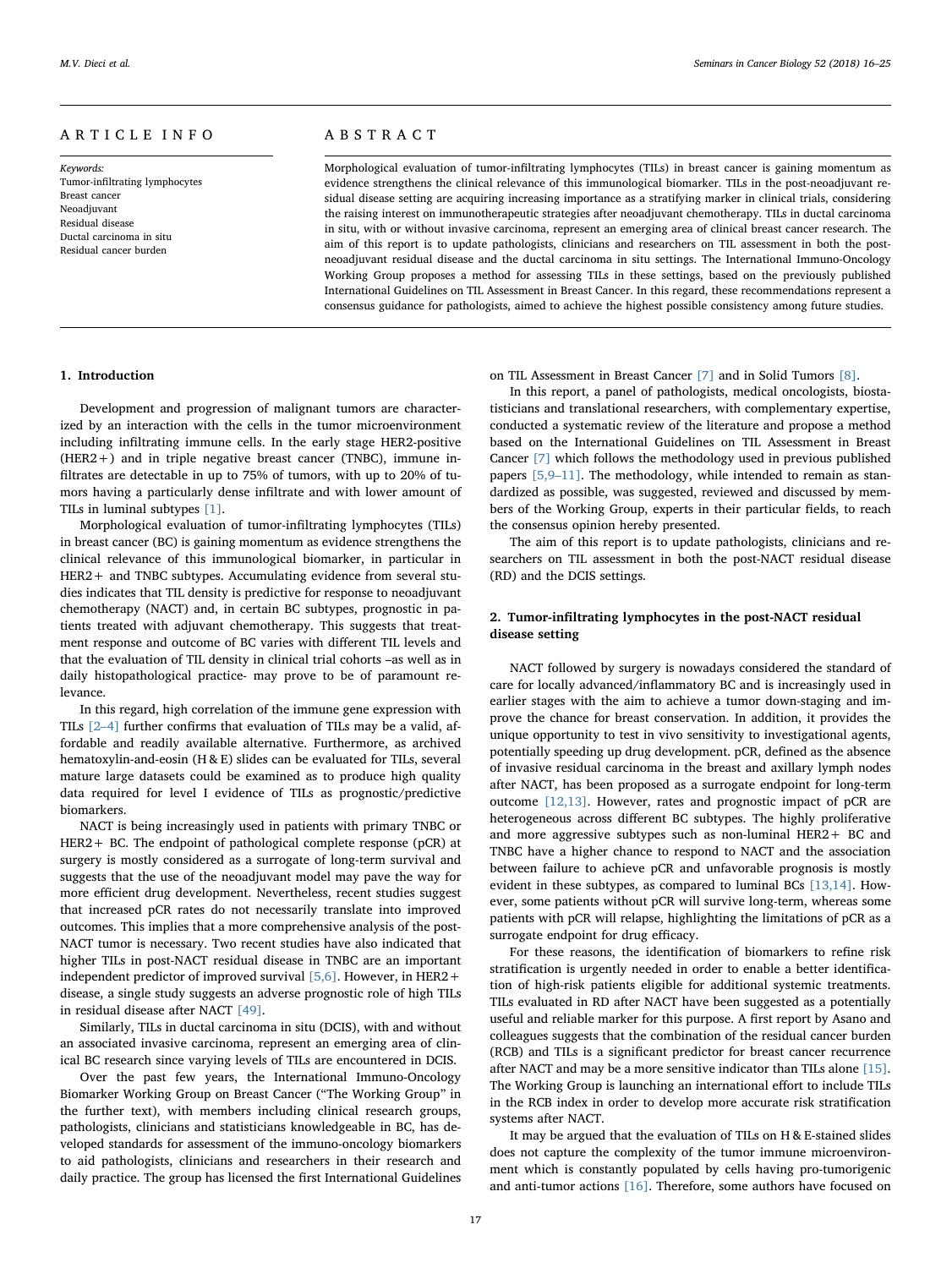## ARTICLE INFO

*Keywords:*
Tumor-infiltrating lymphocytes
Breast cancer
Neoadjuvant
Residual disease
Ductal carcinoma in situ
Residual cancer burden

## ABSTRACT

Morphological evaluation of tumor-infiltrating lymphocytes (TILs) in breast cancer is gaining momentum as evidence strengthens the clinical relevance of this immunological biomarker. TILs in the post-neoadjuvant residual disease setting are acquiring increasing importance as a stratifying marker in clinical trials, considering the raising interest on immunotherapeutic strategies after neoadjuvant chemotherapy. TILs in ductal carcinoma in situ, with or without invasive carcinoma, represent an emerging area of clinical breast cancer research. The aim of this report is to update pathologists, clinicians and researchers on TIL assessment in both the post-neoadjuvant residual disease and the ductal carcinoma in situ settings. The International Immuno-Oncology Working Group proposes a method for assessing TILs in these settings, based on the previously published International Guidelines on TIL Assessment in Breast Cancer. In this regard, these recommendations represent a consensus guidance for pathologists, aimed to achieve the highest possible consistency among future studies.

## 1. Introduction

Development and progression of malignant tumors are characterized by an interaction with the cells in the tumor microenvironment including infiltrating immune cells. In the early stage HER2-positive (HER2+) and in triple negative breast cancer (TNBC), immune infiltrates are detectable in up to 75% of tumors, with up to 20% of tumors having a particularly dense infiltrate and with lower amount of TILs in luminal subtypes [1].

Morphological evaluation of tumor-infiltrating lymphocytes (TILs) in breast cancer (BC) is gaining momentum as evidence strengthens the clinical relevance of this immunological biomarker, in particular in HER2+ and TNBC subtypes. Accumulating evidence from several studies indicates that TIL density is predictive for response to neoadjuvant chemotherapy (NACT) and, in certain BC subtypes, prognostic in patients treated with adjuvant chemotherapy. This suggests that treatment response and outcome of BC varies with different TIL levels and that the evaluation of TIL density in clinical trial cohorts –as well as in daily histopathological practice- may prove to be of paramount relevance.

In this regard, high correlation of the immune gene expression with TILs [2–4] further confirms that evaluation of TILs may be a valid, affordable and readily available alternative. Furthermore, as archived hematoxylin-and-eosin (H & E) slides can be evaluated for TILs, several mature large datasets could be examined as to produce high quality data required for level I evidence of TILs as prognostic/predictive biomarkers.

NACT is being increasingly used in patients with primary TNBC or HER2+ BC. The endpoint of pathological complete response (pCR) at surgery is mostly considered as a surrogate of long-term survival and suggests that the use of the neoadjuvant model may pave the way for more efficient drug development. Nevertheless, recent studies suggest that increased pCR rates do not necessarily translate into improved outcomes. This implies that a more comprehensive analysis of the post-NACT tumor is necessary. Two recent studies have also indicated that higher TILs in post-NACT residual disease in TNBC are an important independent predictor of improved survival [5,6]. However, in HER2+ disease, a single study suggests an adverse prognostic role of high TILs in residual disease after NACT [49].

Similarly, TILs in ductal carcinoma in situ (DCIS), with and without an associated invasive carcinoma, represent an emerging area of clinical BC research since varying levels of TILs are encountered in DCIS.

Over the past few years, the International Immuno-Oncology Biomarker Working Group on Breast Cancer ("The Working Group" in the further text), with members including clinical research groups, pathologists, clinicians and statisticians knowledgeable in BC, has developed standards for assessment of the immuno-oncology biomarkers to aid pathologists, clinicians and researchers in their research and daily practice. The group has licensed the first International Guidelines on TIL Assessment in Breast Cancer [7] and in Solid Tumors [8].

In this report, a panel of pathologists, medical oncologists, biostatisticians and translational researchers, with complementary expertise, conducted a systematic review of the literature and propose a method based on the International Guidelines on TIL Assessment in Breast Cancer [7] which follows the methodology used in previous published papers [5,9–11]. The methodology, while intended to remain as standardized as possible, was suggested, reviewed and discussed by members of the Working Group, experts in their particular fields, to reach the consensus opinion hereby presented.

The aim of this report is to update pathologists, clinicians and researchers on TIL assessment in both the post-NACT residual disease (RD) and the DCIS settings.

## 2. Tumor-infiltrating lymphocytes in the post-NACT residual disease setting

NACT followed by surgery is nowadays considered the standard of care for locally advanced/inflammatory BC and is increasingly used in earlier stages with the aim to achieve a tumor down-staging and improve the chance for breast conservation. In addition, it provides the unique opportunity to test in vivo sensitivity to investigational agents, potentially speeding up drug development. pCR, defined as the absence of invasive residual carcinoma in the breast and axillary lymph nodes after NACT, has been proposed as a surrogate endpoint for long-term outcome [12,13]. However, rates and prognostic impact of pCR are heterogeneous across different BC subtypes. The highly proliferative and more aggressive subtypes such as non-luminal HER2+ BC and TNBC have a higher chance to respond to NACT and the association between failure to achieve pCR and unfavorable prognosis is mostly evident in these subtypes, as compared to luminal BCs [13,14]. However, some patients without pCR will survive long-term, whereas some patients with pCR will relapse, highlighting the limitations of pCR as a surrogate endpoint for drug efficacy.

For these reasons, the identification of biomarkers to refine risk stratification is urgently needed in order to enable a better identification of high-risk patients eligible for additional systemic treatments. TILs evaluated in RD after NACT have been suggested as a potentially useful and reliable marker for this purpose. A first report by Asano and colleagues suggests that the combination of the residual cancer burden (RCB) and TILs is a significant predictor for breast cancer recurrence after NACT and may be a more sensitive indicator than TILs alone [15]. The Working Group is launching an international effort to include TILs in the RCB index in order to develop more accurate risk stratification systems after NACT.

It may be argued that the evaluation of TILs on H & E-stained slides does not capture the complexity of the tumor immune microenvironment which is constantly populated by cells having pro-tumorigenic and anti-tumor actions [16]. Therefore, some authors have focused on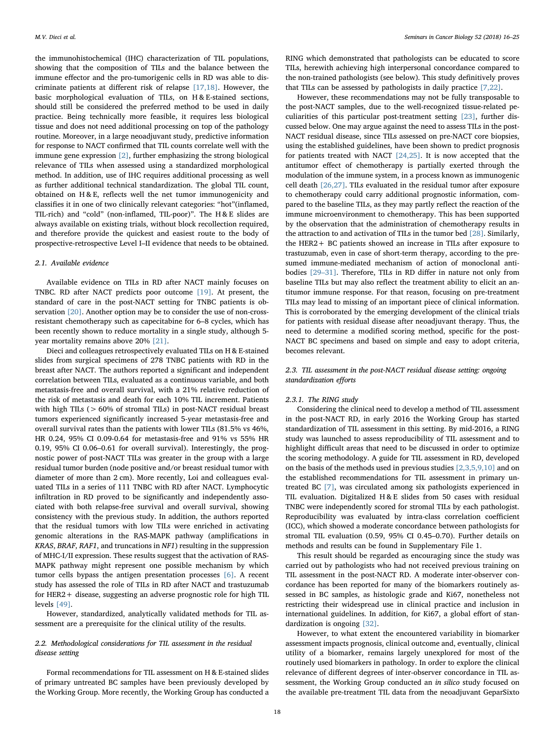the immunohistochemical (IHC) characterization of TIL populations, showing that the composition of TILs and the balance between the immune effector and the pro-tumorigenic cells in RD was able to discriminate patients at different risk of relapse [17,18]. However, the basic morphological evaluation of TILs, on H & E-stained sections, should still be considered the preferred method to be used in daily practice. Being technically more feasible, it requires less biological tissue and does not need additional processing on top of the pathology routine. Moreover, in a large neoadjuvant study, predictive information for response to NACT confirmed that TIL counts correlate well with the immune gene expression [2], further emphasizing the strong biological relevance of TILs when assessed using a standardized morphological method. In addition, use of IHC requires additional processing as well as further additional technical standardization. The global TIL count, obtained on H & E, reflects well the net tumor immunogenicity and classifies it in one of two clinically relevant categories: "hot"(inflamed, TIL-rich) and "cold" (non-inflamed, TIL-poor)". The H & E slides are always available on existing trials, without block recollection required, and therefore provide the quickest and easiest route to the body of prospective-retrospective Level I–II evidence that needs to be obtained.

### 2.1. Available evidence

Available evidence on TILs in RD after NACT mainly focuses on TNBC. RD after NACT predicts poor outcome [19]. At present, the standard of care in the post-NACT setting for TNBC patients is observation [20]. Another option may be to consider the use of non-cross-resistant chemotherapy such as capecitabine for 6–8 cycles, which has been recently shown to reduce mortality in a single study, although 5-year mortality remains above 20% [21].

Dieci and colleagues retrospectively evaluated TILs on H & E-stained slides from surgical specimens of 278 TNBC patients with RD in the breast after NACT. The authors reported a significant and independent correlation between TILs, evaluated as a continuous variable, and both metastasis-free and overall survival, with a 21% relative reduction of the risk of metastasis and death for each 10% TIL increment. Patients with high TILs (> 60% of stromal TILs) in post-NACT residual breast tumors experienced significantly increased 5-year metastasis-free and overall survival rates than the patients with lower TILs (81.5% vs 46%, HR 0.24, 95% CI 0.09-0.64 for metastasis-free and 91% vs 55% HR 0.19, 95% CI 0.06–0.61 for overall survival). Interestingly, the prognostic power of post-NACT TILs was greater in the group with a large residual tumor burden (node positive and/or breast residual tumor with diameter of more than 2 cm). More recently, Loi and colleagues evaluated TILs in a series of 111 TNBC with RD after NACT. Lymphocytic infiltration in RD proved to be significantly and independently associated with both relapse-free survival and overall survival, showing consistency with the previous study. In addition, the authors reported that the residual tumors with low TILs were enriched in activating genomic alterations in the RAS-MAPK pathway (amplifications in *KRAS*, *BRAF*, *RAF1*, and truncations in *NF1*) resulting in the suppression of MHC-I/II expression. These results suggest that the activation of RAS-MAPK pathway might represent one possible mechanism by which tumor cells bypass the antigen presentation processes [6]. A recent study has assessed the role of TILs in RD after NACT and trastuzumab for HER2+ disease, suggesting an adverse prognostic role for high TIL levels [49].

However, standardized, analytically validated methods for TIL assessment are a prerequisite for the clinical utility of the results.

### 2.2. Methodological considerations for TIL assessment in the residual disease setting

Formal recommendations for TIL assessment on H & E-stained slides of primary untreated BC samples have been previously developed by the Working Group. More recently, the Working Group has conducted a RING which demonstrated that pathologists can be educated to score TILs, herewith achieving high interpersonal concordance compared to the non-trained pathologists (see below). This study definitively proves that TILs can be assessed by pathologists in daily practice [7,22].

However, these recommendations may not be fully transposable to the post-NACT samples, due to the well-recognized tissue-related peculiarities of this particular post-treatment setting [23], further discussed below. One may argue against the need to assess TILs in the post-NACT residual disease, since TILs assessed on pre-NACT core biopsies, using the established guidelines, have been shown to predict prognosis for patients treated with NACT [24,25]. It is now accepted that the antitumor effect of chemotherapy is partially exerted through the modulation of the immune system, in a process known as immunogenic cell death [26,27]. TILs evaluated in the residual tumor after exposure to chemotherapy could carry additional prognostic information, compared to the baseline TILs, as they may partly reflect the reaction of the immune microenvironment to chemotherapy. This has been supported by the observation that the administration of chemotherapy results in the attraction to and activation of TILs in the tumor bed [28]. Similarly, the HER2+ BC patients showed an increase in TILs after exposure to trastuzumab, even in case of short-term therapy, according to the presumed immune-mediated mechanism of action of monoclonal antibodies [29–31]. Therefore, TILs in RD differ in nature not only from baseline TILs but may also reflect the treatment ability to elicit an antitumor immune response. For that reason, focusing on pre-treatment TILs may lead to missing of an important piece of clinical information. This is corroborated by the emerging development of the clinical trials for patients with residual disease after neoadjuvant therapy. Thus, the need to determine a modified scoring method, specific for the post-NACT BC specimens and based on simple and easy to adopt criteria, becomes relevant.

### 2.3. TIL assessment in the post-NACT residual disease setting: ongoing standardization efforts

#### 2.3.1. The RING study

Considering the clinical need to develop a method of TIL assessment in the post-NACT RD, in early 2016 the Working Group has started standardization of TIL assessment in this setting. By mid-2016, a RING study was launched to assess reproducibility of TIL assessment and to highlight difficult areas that need to be discussed in order to optimize the scoring methodology. A guide for TIL assessment in RD, developed on the basis of the methods used in previous studies [2,3,5,9,10] and on the established recommendations for TIL assessment in primary untreated BC [7], was circulated among six pathologists experienced in TIL evaluation. Digitalized H & E slides from 50 cases with residual TNBC were independently scored for stromal TILs by each pathologist. Reproducibility was evaluated by intra-class correlation coefficient (ICC), which showed a moderate concordance between pathologists for stromal TIL evaluation (0.59, 95% CI 0.45–0.70). Further details on methods and results can be found in Supplementary File 1.

This result should be regarded as encouraging since the study was carried out by pathologists who had not received previous training on TIL assessment in the post-NACT RD. A moderate inter-observer concordance has been reported for many of the biomarkers routinely assessed in BC samples, as histologic grade and Ki67, nonetheless not restricting their widespread use in clinical practice and inclusion in international guidelines. In addition, for Ki67, a global effort of standardization is ongoing [32].

However, to what extent the encountered variability in biomarker assessment impacts prognosis, clinical outcome and, eventually, clinical utility of a biomarker, remains largely unexplored for most of the routinely used biomarkers in pathology. In order to explore the clinical relevance of different degrees of inter-observer concordance in TIL assessment, the Working Group conducted an *in silico* study focused on the available pre-treatment TIL data from the neoadjuvant GeparSixto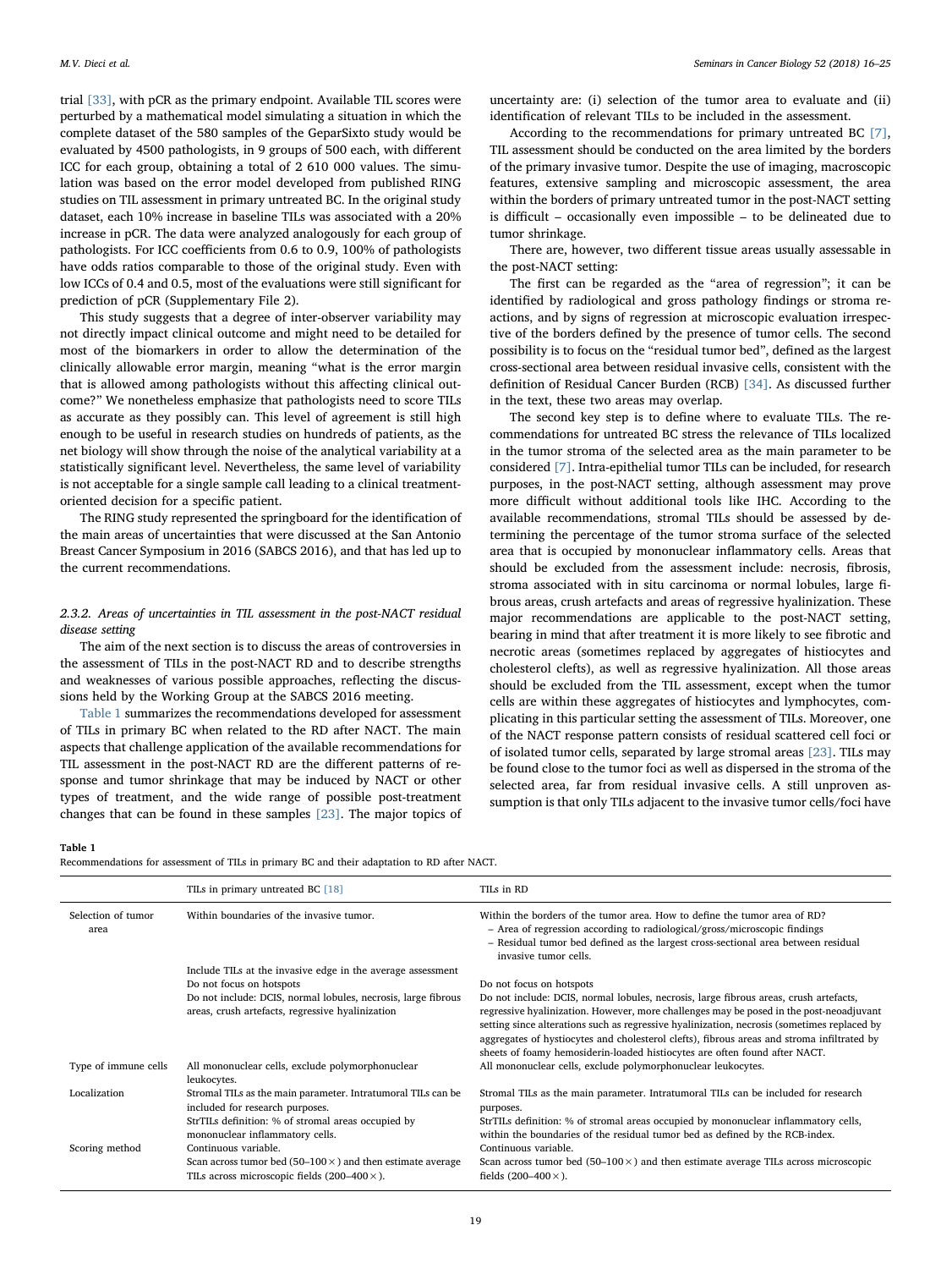trial [33], with pCR as the primary endpoint. Available TIL scores were perturbed by a mathematical model simulating a situation in which the complete dataset of the 580 samples of the GeparSixto study would be evaluated by 4500 pathologists, in 9 groups of 500 each, with different ICC for each group, obtaining a total of 2 610 000 values. The simulation was based on the error model developed from published RING studies on TIL assessment in primary untreated BC. In the original study dataset, each 10% increase in baseline TILs was associated with a 20% increase in pCR. The data were analyzed analogously for each group of pathologists. For ICC coefficients from 0.6 to 0.9, 100% of pathologists have odds ratios comparable to those of the original study. Even with low ICCs of 0.4 and 0.5, most of the evaluations were still significant for prediction of pCR (Supplementary File 2).

This study suggests that a degree of inter-observer variability may not directly impact clinical outcome and might need to be detailed for most of the biomarkers in order to allow the determination of the clinically allowable error margin, meaning "what is the error margin that is allowed among pathologists without this affecting clinical outcome?" We nonetheless emphasize that pathologists need to score TILs as accurate as they possibly can. This level of agreement is still high enough to be useful in research studies on hundreds of patients, as the net biology will show through the noise of the analytical variability at a statistically significant level. Nevertheless, the same level of variability is not acceptable for a single sample call leading to a clinical treatment-oriented decision for a specific patient.

The RING study represented the springboard for the identification of the main areas of uncertainties that were discussed at the San Antonio Breast Cancer Symposium in 2016 (SABCS 2016), and that has led up to the current recommendations.

### 2.3.2. Areas of uncertainties in TIL assessment in the post-NACT residual disease setting

The aim of the next section is to discuss the areas of controversies in the assessment of TILs in the post-NACT RD and to describe strengths and weaknesses of various possible approaches, reflecting the discussions held by the Working Group at the SABCS 2016 meeting.

Table 1 summarizes the recommendations developed for assessment of TILs in primary BC when related to the RD after NACT. The main aspects that challenge application of the available recommendations for TIL assessment in the post-NACT RD are the different patterns of response and tumor shrinkage that may be induced by NACT or other types of treatment, and the wide range of possible post-treatment changes that can be found in these samples [23]. The major topics of uncertainty are: (i) selection of the tumor area to evaluate and (ii) identification of relevant TILs to be included in the assessment.

According to the recommendations for primary untreated BC [7], TIL assessment should be conducted on the area limited by the borders of the primary invasive tumor. Despite the use of imaging, macroscopic features, extensive sampling and microscopic assessment, the area within the borders of primary untreated tumor in the post-NACT setting is difficult – occasionally even impossible – to be delineated due to tumor shrinkage.

There are, however, two different tissue areas usually assessable in the post-NACT setting:

The first can be regarded as the "area of regression"; it can be identified by radiological and gross pathology findings or stroma reactions, and by signs of regression at microscopic evaluation irrespective of the borders defined by the presence of tumor cells. The second possibility is to focus on the "residual tumor bed", defined as the largest cross-sectional area between residual invasive cells, consistent with the definition of Residual Cancer Burden (RCB) [34]. As discussed further in the text, these two areas may overlap.

The second key step is to define where to evaluate TILs. The recommendations for untreated BC stress the relevance of TILs localized in the tumor stroma of the selected area as the main parameter to be considered [7]. Intra-epithelial tumor TILs can be included, for research purposes, in the post-NACT setting, although assessment may prove more difficult without additional tools like IHC. According to the available recommendations, stromal TILs should be assessed by determining the percentage of the tumor stroma surface of the selected area that is occupied by mononuclear inflammatory cells. Areas that should be excluded from the assessment include: necrosis, fibrosis, stroma associated with in situ carcinoma or normal lobules, large fibrous areas, crush artefacts and areas of regressive hyalinization. These major recommendations are applicable to the post-NACT setting, bearing in mind that after treatment it is more likely to see fibrotic and necrotic areas (sometimes replaced by aggregates of histiocytes and cholesterol clefts), as well as regressive hyalinization. All those areas should be excluded from the TIL assessment, except when the tumor cells are within these aggregates of histiocytes and lymphocytes, complicating in this particular setting the assessment of TILs. Moreover, one of the NACT response pattern consists of residual scattered cell foci or of isolated tumor cells, separated by large stromal areas [23]. TILs may be found close to the tumor foci as well as dispersed in the stroma of the selected area, far from residual invasive cells. A still unproven assumption is that only TILs adjacent to the invasive tumor cells/foci have

**Table 1**
Recommendations for assessment of TILs in primary BC and their adaptation to RD after NACT.

| | TILs in primary untreated BC [18] | TILs in RD |
|---|---|---|
| Selection of tumor area | Within boundaries of the invasive tumor. | Within the borders of the tumor area. How to define the tumor area of RD?<br>– Area of regression according to radiological/gross/microscopic findings<br>– Residual tumor bed defined as the largest cross-sectional area between residual invasive tumor cells. |
| | Include TILs at the invasive edge in the average assessment<br>Do not focus on hotspots<br>Do not include: DCIS, normal lobules, necrosis, large fibrous areas, crush artefacts, regressive hyalinization | Do not focus on hotspots<br>Do not include: DCIS, normal lobules, necrosis, large fibrous areas, crush artefacts, regressive hyalinization. However, more challenges may be posed in the post-neoadjuvant setting since alterations such as regressive hyalinization, necrosis (sometimes replaced by aggregates of hystiocytes and cholesterol clefts), fibrous areas and stroma infiltrated by sheets of foamy hemosiderin-loaded histiocytes are often found after NACT. |
| Type of immune cells | All mononuclear cells, exclude polymorphonuclear leukocytes. | All mononuclear cells, exclude polymorphonuclear leukocytes. |
| Localization | Stromal TILs as the main parameter. Intratumoral TILs can be included for research purposes.<br>StrTILs definition: % of stromal areas occupied by mononuclear inflammatory cells. | Stromal TILs as the main parameter. Intratumoral TILs can be included for research purposes.<br>StrTILs definition: % of stromal areas occupied by mononuclear inflammatory cells, within the boundaries of the residual tumor bed as defined by the RCB-index. |
| Scoring method | Continuous variable.<br>Scan across tumor bed (50–100×) and then estimate average TILs across microscopic fields (200–400×). | Continuous variable.<br>Scan across tumor bed (50–100×) and then estimate average TILs across microscopic fields (200–400×). |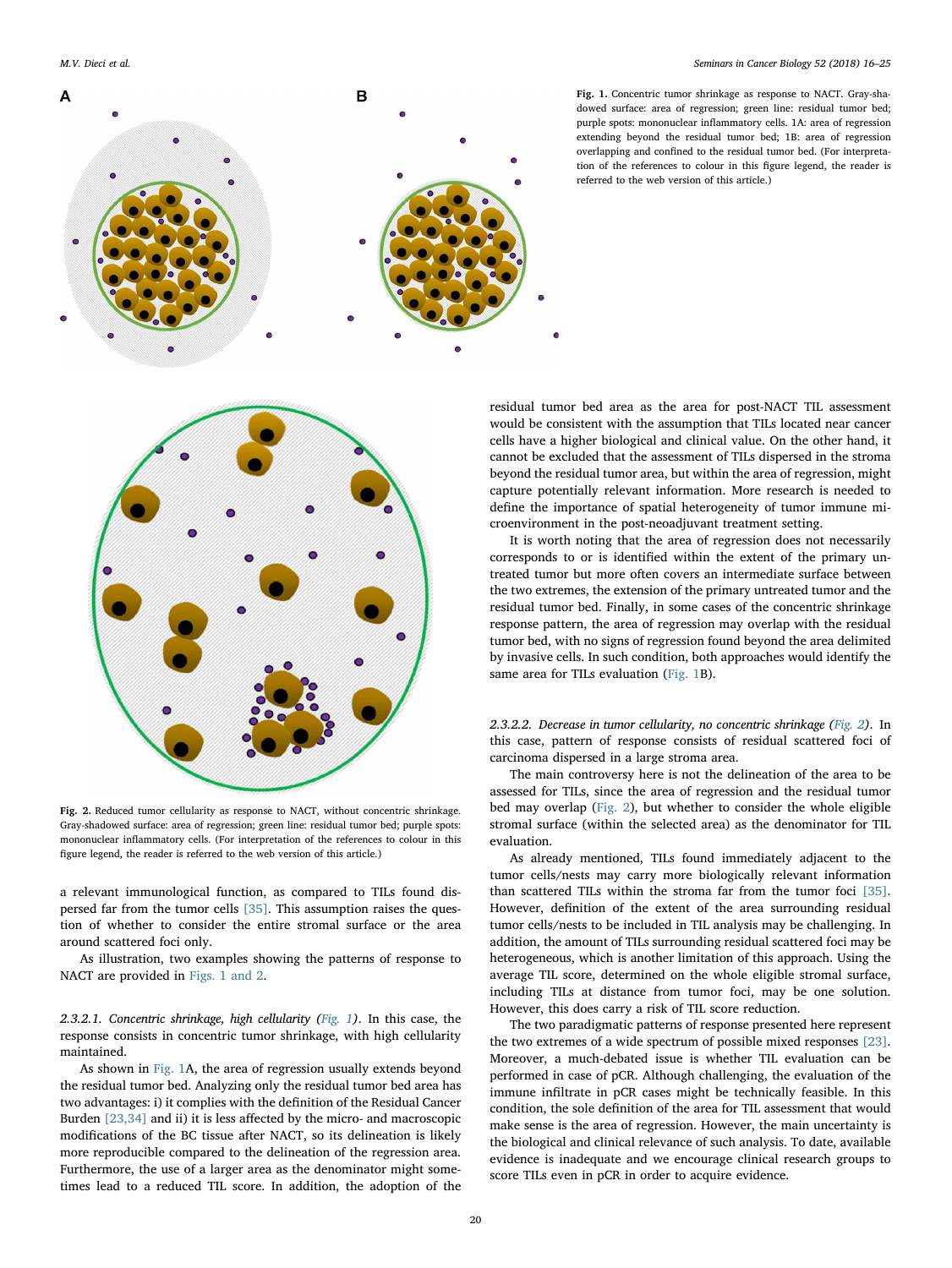A

B

Fig. 1. Concentric tumor shrinkage as response to NACT. Gray-shadowed surface: area of regression; green line: residual tumor bed; purple spots: mononuclear inflammatory cells. 1A: area of regression extending beyond the residual tumor bed; 1B: area of regression overlapping and confined to the residual tumor bed. (For interpretation of the references to colour in this figure legend, the reader is referred to the web version of this article.)

Fig. 2. Reduced tumor cellularity as response to NACT, without concentric shrinkage. Gray-shadowed surface: area of regression; green line: residual tumor bed; purple spots: mononuclear inflammatory cells. (For interpretation of the references to colour in this figure legend, the reader is referred to the web version of this article.)

a relevant immunological function, as compared to TILs found dispersed far from the tumor cells [35]. This assumption raises the question of whether to consider the entire stromal surface or the area around scattered foci only.

As illustration, two examples showing the patterns of response to NACT are provided in Figs. 1 and 2.

#### 2.3.2.1. Concentric shrinkage, high cellularity (Fig. 1).

In this case, the response consists in concentric tumor shrinkage, with high cellularity maintained.

As shown in Fig. 1A, the area of regression usually extends beyond the residual tumor bed. Analyzing only the residual tumor bed area has two advantages: i) it complies with the definition of the Residual Cancer Burden [23,34] and ii) it is less affected by the micro- and macroscopic modifications of the BC tissue after NACT, so its delineation is likely more reproducible compared to the delineation of the regression area. Furthermore, the use of a larger area as the denominator might sometimes lead to a reduced TIL score. In addition, the adoption of the residual tumor bed area as the area for post-NACT TIL assessment would be consistent with the assumption that TILs located near cancer cells have a higher biological and clinical value. On the other hand, it cannot be excluded that the assessment of TILs dispersed in the stroma beyond the residual tumor area, but within the area of regression, might capture potentially relevant information. More research is needed to define the importance of spatial heterogeneity of tumor immune microenvironment in the post-neoadjuvant treatment setting.

It is worth noting that the area of regression does not necessarily corresponds to or is identified within the extent of the primary untreated tumor but more often covers an intermediate surface between the two extremes, the extension of the primary untreated tumor and the residual tumor bed. Finally, in some cases of the concentric shrinkage response pattern, the area of regression may overlap with the residual tumor bed, with no signs of regression found beyond the area delimited by invasive cells. In such condition, both approaches would identify the same area for TILs evaluation (Fig. 1B).

#### 2.3.2.2. Decrease in tumor cellularity, no concentric shrinkage (Fig. 2).

In this case, pattern of response consists of residual scattered foci of carcinoma dispersed in a large stroma area.

The main controversy here is not the delineation of the area to be assessed for TILs, since the area of regression and the residual tumor bed may overlap (Fig. 2), but whether to consider the whole eligible stromal surface (within the selected area) as the denominator for TIL evaluation.

As already mentioned, TILs found immediately adjacent to the tumor cells/nests may carry more biologically relevant information than scattered TILs within the stroma far from the tumor foci [35]. However, definition of the extent of the area surrounding residual tumor cells/nests to be included in TIL analysis may be challenging. In addition, the amount of TILs surrounding residual scattered foci may be heterogeneous, which is another limitation of this approach. Using the average TIL score, determined on the whole eligible stromal surface, including TILs at distance from tumor foci, may be one solution. However, this does carry a risk of TIL score reduction.

The two paradigmatic patterns of response presented here represent the two extremes of a wide spectrum of possible mixed responses [23]. Moreover, a much-debated issue is whether TIL evaluation can be performed in case of pCR. Although challenging, the evaluation of the immune infiltrate in pCR cases might be technically feasible. In this condition, the sole definition of the area for TIL assessment that would make sense is the area of regression. However, the main uncertainty is the biological and clinical relevance of such analysis. To date, available evidence is inadequate and we encourage clinical research groups to score TILs even in pCR in order to acquire evidence.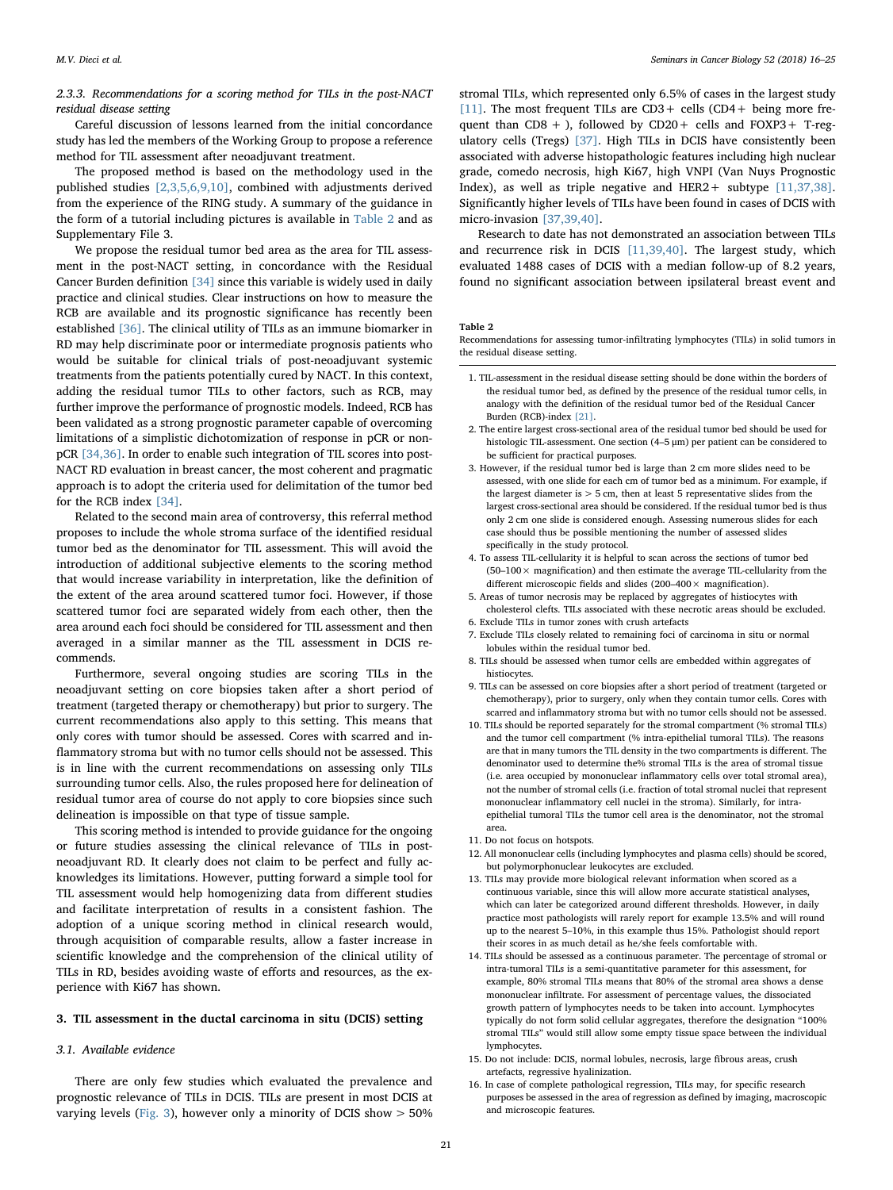### 2.3.3. Recommendations for a scoring method for TILs in the post-NACT residual disease setting

Careful discussion of lessons learned from the initial concordance study has led the members of the Working Group to propose a reference method for TIL assessment after neoadjuvant treatment.

The proposed method is based on the methodology used in the published studies [2,3,5,6,9,10], combined with adjustments derived from the experience of the RING study. A summary of the guidance in the form of a tutorial including pictures is available in Table 2 and as Supplementary File 3.

We propose the residual tumor bed area as the area for TIL assessment in the post-NACT setting, in concordance with the Residual Cancer Burden definition [34] since this variable is widely used in daily practice and clinical studies. Clear instructions on how to measure the RCB are available and its prognostic significance has recently been established [36]. The clinical utility of TILs as an immune biomarker in RD may help discriminate poor or intermediate prognosis patients who would be suitable for clinical trials of post-neoadjuvant systemic treatments from the patients potentially cured by NACT. In this context, adding the residual tumor TILs to other factors, such as RCB, may further improve the performance of prognostic models. Indeed, RCB has been validated as a strong prognostic parameter capable of overcoming limitations of a simplistic dichotomization of response in pCR or non-pCR [34,36]. In order to enable such integration of TIL scores into post-NACT RD evaluation in breast cancer, the most coherent and pragmatic approach is to adopt the criteria used for delimitation of the tumor bed for the RCB index [34].

Related to the second main area of controversy, this referral method proposes to include the whole stroma surface of the identified residual tumor bed as the denominator for TIL assessment. This will avoid the introduction of additional subjective elements to the scoring method that would increase variability in interpretation, like the definition of the extent of the area around scattered tumor foci. However, if those scattered tumor foci are separated widely from each other, then the area around each foci should be considered for TIL assessment and then averaged in a similar manner as the TIL assessment in DCIS recommends.

Furthermore, several ongoing studies are scoring TILs in the neoadjuvant setting on core biopsies taken after a short period of treatment (targeted therapy or chemotherapy) but prior to surgery. The current recommendations also apply to this setting. This means that only cores with tumor should be assessed. Cores with scarred and inflammatory stroma but with no tumor cells should not be assessed. This is in line with the current recommendations on assessing only TILs surrounding tumor cells. Also, the rules proposed here for delineation of residual tumor area of course do not apply to core biopsies since such delineation is impossible on that type of tissue sample.

This scoring method is intended to provide guidance for the ongoing or future studies assessing the clinical relevance of TILs in post-neoadjuvant RD. It clearly does not claim to be perfect and fully acknowledges its limitations. However, putting forward a simple tool for TIL assessment would help homogenizing data from different studies and facilitate interpretation of results in a consistent fashion. The adoption of a unique scoring method in clinical research would, through acquisition of comparable results, allow a faster increase in scientific knowledge and the comprehension of the clinical utility of TILs in RD, besides avoiding waste of efforts and resources, as the experience with Ki67 has shown.

## 3. TIL assessment in the ductal carcinoma in situ (DCIS) setting

### 3.1. Available evidence

There are only few studies which evaluated the prevalence and prognostic relevance of TILs in DCIS. TILs are present in most DCIS at varying levels (Fig. 3), however only a minority of DCIS show > 50% stromal TILs, which represented only 6.5% of cases in the largest study [11]. The most frequent TILs are CD3+ cells (CD4+ being more frequent than CD8+), followed by CD20+ cells and FOXP3+ T-regulatory cells (Tregs) [37]. High TILs in DCIS have consistently been associated with adverse histopathologic features including high nuclear grade, comedo necrosis, high Ki67, high VNPI (Van Nuys Prognostic Index), as well as triple negative and HER2+ subtype [11,37,38]. Significantly higher levels of TILs have been found in cases of DCIS with micro-invasion [37,39,40].

Research to date has not demonstrated an association between TILs and recurrence risk in DCIS [11,39,40]. The largest study, which evaluated 1488 cases of DCIS with a median follow-up of 8.2 years, found no significant association between ipsilateral breast event and

**Table 2**
Recommendations for assessing tumor-infiltrating lymphocytes (TILs) in solid tumors in the residual disease setting.

1. TIL-assessment in the residual disease setting should be done within the borders of the residual tumor bed, as defined by the presence of the residual tumor cells, in analogy with the definition of the residual tumor bed of the Residual Cancer Burden (RCB)-index [21].
2. The entire largest cross-sectional area of the residual tumor bed should be used for histologic TIL-assessment. One section (4–5 μm) per patient can be considered to be sufficient for practical purposes.
3. However, if the residual tumor bed is large than 2 cm more slides need to be assessed, with one slide for each cm of tumor bed as a minimum. For example, if the largest diameter is > 5 cm, then at least 5 representative slides from the largest cross-sectional area should be considered. If the residual tumor bed is thus only 2 cm one slide is considered enough. Assessing numerous slides for each case should thus be possible mentioning the number of assessed slides specifically in the study protocol.
4. To assess TIL-cellularity it is helpful to scan across the sections of tumor bed (50–100× magnification) and then estimate the average TIL-cellularity from the different microscopic fields and slides (200–400× magnification).
5. Areas of tumor necrosis may be replaced by aggregates of histiocytes with cholesterol clefts. TILs associated with these necrotic areas should be excluded.
6. Exclude TILs in tumor zones with crush artefacts
7. Exclude TILs closely related to remaining foci of carcinoma in situ or normal lobules within the residual tumor bed.
8. TILs should be assessed when tumor cells are embedded within aggregates of histiocytes.
9. TILs can be assessed on core biopsies after a short period of treatment (targeted or chemotherapy), prior to surgery, only when they contain tumor cells. Cores with scarred and inflammatory stroma but with no tumor cells should not be assessed.
10. TILs should be reported separately for the stromal compartment (% stromal TILs) and the tumor cell compartment (% intra-epithelial tumoral TILs). The reasons are that in many tumors the TIL density in the two compartments is different. The denominator used to determine the% stromal TILs is the area of stromal tissue (i.e. area occupied by mononuclear inflammatory cells over total stromal area), not the number of stromal cells (i.e. fraction of total stromal nuclei that represent mononuclear inflammatory cell nuclei in the stroma). Similarly, for intra-epithelial tumoral TILs the tumor cell area is the denominator, not the stromal area.
11. Do not focus on hotspots.
12. All mononuclear cells (including lymphocytes and plasma cells) should be scored, but polymorphonuclear leukocytes are excluded.
13. TILs may provide more biological relevant information when scored as a continuous variable, since this will allow more accurate statistical analyses, which can later be categorized around different thresholds. However, in daily practice most pathologists will rarely report for example 13.5% and will round up to the nearest 5–10%, in this example thus 15%. Pathologist should report their scores in as much detail as he/she feels comfortable with.
14. TILs should be assessed as a continuous parameter. The percentage of stromal or intra-tumoral TILs is a semi-quantitative parameter for this assessment, for example, 80% stromal TILs means that 80% of the stromal area shows a dense mononuclear infiltrate. For assessment of percentage values, the dissociated growth pattern of lymphocytes needs to be taken into account. Lymphocytes typically do not form solid cellular aggregates, therefore the designation "100% stromal TILs" would still allow some empty tissue space between the individual lymphocytes.
15. Do not include: DCIS, normal lobules, necrosis, large fibrous areas, crush artefacts, regressive hyalinization.
16. In case of complete pathological regression, TILs may, for specific research purposes be assessed in the area of regression as defined by imaging, macroscopic and microscopic features.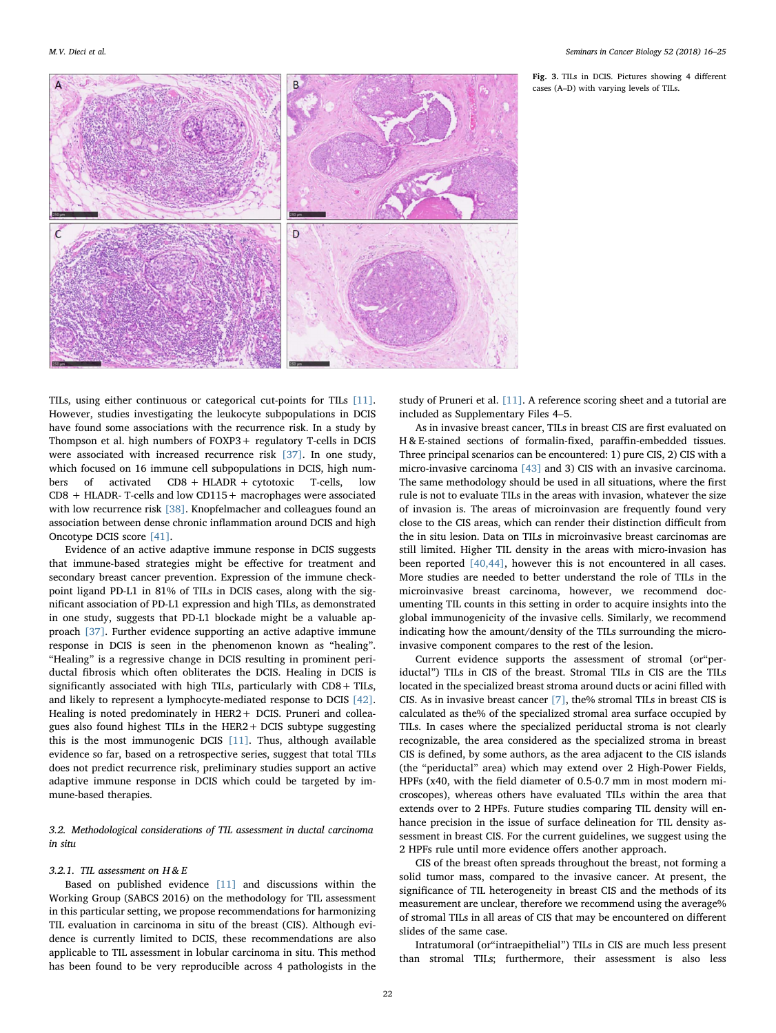Fig. 3. TILs in DCIS. Pictures showing 4 different cases (A–D) with varying levels of TILs.

TILs, using either continuous or categorical cut-points for TILs [11]. However, studies investigating the leukocyte subpopulations in DCIS have found some associations with the recurrence risk. In a study by Thompson et al. high numbers of FOXP3+ regulatory T-cells in DCIS were associated with increased recurrence risk [37]. In one study, which focused on 16 immune cell subpopulations in DCIS, high numbers of activated CD8 + HLADR + cytotoxic T-cells, low CD8 + HLADR- T-cells and low CD115+ macrophages were associated with low recurrence risk [38]. Knopfelmacher and colleagues found an association between dense chronic inflammation around DCIS and high Oncotype DCIS score [41].

Evidence of an active adaptive immune response in DCIS suggests that immune-based strategies might be effective for treatment and secondary breast cancer prevention. Expression of the immune checkpoint ligand PD-L1 in 81% of TILs in DCIS cases, along with the significant association of PD-L1 expression and high TILs, as demonstrated in one study, suggests that PD-L1 blockade might be a valuable approach [37]. Further evidence supporting an active adaptive immune response in DCIS is seen in the phenomenon known as "healing". "Healing" is a regressive change in DCIS resulting in prominent periductal fibrosis which often obliterates the DCIS. Healing in DCIS is significantly associated with high TILs, particularly with CD8+ TILs, and likely to represent a lymphocyte-mediated response to DCIS [42]. Healing is noted predominately in HER2+ DCIS. Pruneri and colleagues also found highest TILs in the HER2+ DCIS subtype suggesting this is the most immunogenic DCIS [11]. Thus, although available evidence so far, based on a retrospective series, suggest that total TILs does not predict recurrence risk, preliminary studies support an active adaptive immune response in DCIS which could be targeted by immune-based therapies.

### 3.2. Methodological considerations of TIL assessment in ductal carcinoma in situ

#### 3.2.1. TIL assessment on H & E

Based on published evidence [11] and discussions within the Working Group (SABCS 2016) on the methodology for TIL assessment in this particular setting, we propose recommendations for harmonizing TIL evaluation in carcinoma in situ of the breast (CIS). Although evidence is currently limited to DCIS, these recommendations are also applicable to TIL assessment in lobular carcinoma in situ. This method has been found to be very reproducible across 4 pathologists in the study of Pruneri et al. [11]. A reference scoring sheet and a tutorial are included as Supplementary Files 4–5.

As in invasive breast cancer, TILs in breast CIS are first evaluated on H & E-stained sections of formalin-fixed, paraffin-embedded tissues. Three principal scenarios can be encountered: 1) pure CIS, 2) CIS with a micro-invasive carcinoma [43] and 3) CIS with an invasive carcinoma. The same methodology should be used in all situations, where the first rule is not to evaluate TILs in the areas with invasion, whatever the size of invasion is. The areas of microinvasion are frequently found very close to the CIS areas, which can render their distinction difficult from the in situ lesion. Data on TILs in microinvasive breast carcinomas are still limited. Higher TIL density in the areas with micro-invasion has been reported [40,44], however this is not encountered in all cases. More studies are needed to better understand the role of TILs in the microinvasive breast carcinoma, however, we recommend documenting TIL counts in this setting in order to acquire insights into the global immunogenicity of the invasive cells. Similarly, we recommend indicating how the amount/density of the TILs surrounding the micro-invasive component compares to the rest of the lesion.

Current evidence supports the assessment of stromal (or"periductal") TILs in CIS of the breast. Stromal TILs in CIS are the TILs located in the specialized breast stroma around ducts or acini filled with CIS. As in invasive breast cancer [7], the% stromal TILs in breast CIS is calculated as the% of the specialized stromal area surface occupied by TILs. In cases where the specialized periductal stroma is not clearly recognizable, the area considered as the specialized stroma in breast CIS is defined, by some authors, as the area adjacent to the CIS islands (the "periductal" area) which may extend over 2 High-Power Fields, HPFs (x40, with the field diameter of 0.5-0.7 mm in most modern microscopes), whereas others have evaluated TILs within the area that extends over to 2 HPFs. Future studies comparing TIL density will enhance precision in the issue of surface delineation for TIL density assessment in breast CIS. For the current guidelines, we suggest using the 2 HPFs rule until more evidence offers another approach.

CIS of the breast often spreads throughout the breast, not forming a solid tumor mass, compared to the invasive cancer. At present, the significance of TIL heterogeneity in breast CIS and the methods of its measurement are unclear, therefore we recommend using the average% of stromal TILs in all areas of CIS that may be encountered on different slides of the same case.

Intratumoral (or"intraepithelial") TILs in CIS are much less present than stromal TILs; furthermore, their assessment is also less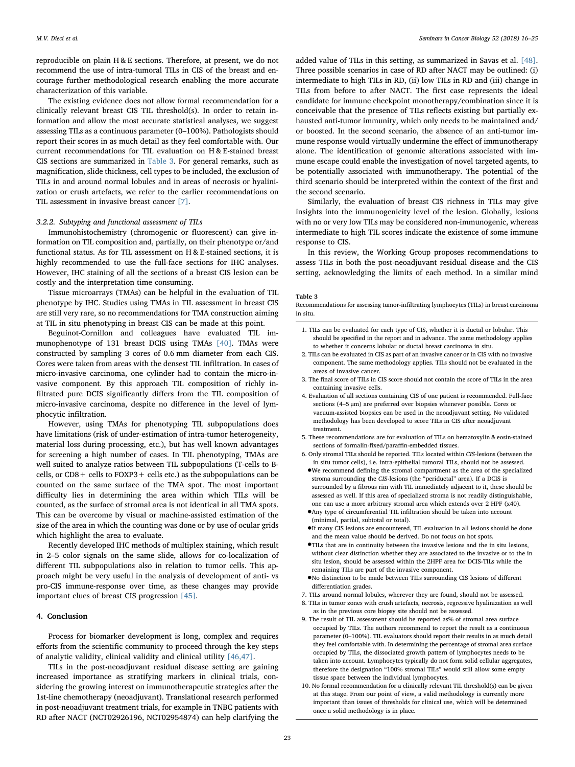reproducible on plain H & E sections. Therefore, at present, we do not recommend the use of intra-tumoral TILs in CIS of the breast and encourage further methodological research enabling the more accurate characterization of this variable.

The existing evidence does not allow formal recommendation for a clinically relevant breast CIS TIL threshold(s). In order to retain information and allow the most accurate statistical analyses, we suggest assessing TILs as a continuous parameter (0–100%). Pathologists should report their scores in as much detail as they feel comfortable with. Our current recommendations for TIL evaluation on H & E-stained breast CIS sections are summarized in Table 3. For general remarks, such as magnification, slide thickness, cell types to be included, the exclusion of TILs in and around normal lobules and in areas of necrosis or hyalinization or crush artefacts, we refer to the earlier recommendations on TIL assessment in invasive breast cancer [7].

### 3.2.2. Subtyping and functional assessment of TILs

Immunohistochemistry (chromogenic or fluorescent) can give information on TIL composition and, partially, on their phenotype or/and functional status. As for TIL assessment on H & E-stained sections, it is highly recommended to use the full-face sections for IHC analyses. However, IHC staining of all the sections of a breast CIS lesion can be costly and the interpretation time consuming.

Tissue microarrays (TMAs) can be helpful in the evaluation of TIL phenotype by IHC. Studies using TMAs in TIL assessment in breast CIS are still very rare, so no recommendations for TMA construction aiming at TIL in situ phenotyping in breast CIS can be made at this point.

Beguinot-Cornillon and colleagues have evaluated TIL immunophenotype of 131 breast DCIS using TMAs [40]. TMAs were constructed by sampling 3 cores of 0.6 mm diameter from each CIS. Cores were taken from areas with the densest TIL infiltration. In cases of micro-invasive carcinoma, one cylinder had to contain the micro-invasive component. By this approach TIL composition of richly infiltrated pure DCIS significantly differs from the TIL composition of micro-invasive carcinoma, despite no difference in the level of lymphocytic infiltration.

However, using TMAs for phenotyping TIL subpopulations does have limitations (risk of under-estimation of intra-tumor heterogeneity, material loss during processing, etc.), but has well known advantages for screening a high number of cases. In TIL phenotyping, TMAs are well suited to analyze ratios between TIL subpopulations (T-cells to B-cells, or CD8+ cells to FOXP3+ cells etc.) as the subpopulations can be counted on the same surface of the TMA spot. The most important difficulty lies in determining the area within which TILs will be counted, as the surface of stromal area is not identical in all TMA spots. This can be overcome by visual or machine-assisted estimation of the size of the area in which the counting was done or by use of ocular grids which highlight the area to evaluate.

Recently developed IHC methods of multiplex staining, which result in 2–5 color signals on the same slide, allows for co-localization of different TIL subpopulations also in relation to tumor cells. This approach might be very useful in the analysis of development of anti- vs pro-CIS immune-response over time, as these changes may provide important clues of breast CIS progression [45].

## 4. Conclusion

Process for biomarker development is long, complex and requires efforts from the scientific community to proceed through the key steps of analytic validity, clinical validity and clinical utility [46,47].

TILs in the post-neoadjuvant residual disease setting are gaining increased importance as stratifying markers in clinical trials, considering the growing interest on immunotherapeutic strategies after the 1st-line chemotherapy (neoadjuvant). Translational research performed in post-neoadjuvant treatment trials, for example in TNBC patients with RD after NACT (NCT02926196, NCT02954874) can help clarifying the added value of TILs in this setting, as summarized in Savas et al. [48]. Three possible scenarios in case of RD after NACT may be outlined: (i) intermediate to high TILs in RD, (ii) low TILs in RD and (iii) change in TILs from before to after NACT. The first case represents the ideal candidate for immune checkpoint monotherapy/combination since it is conceivable that the presence of TILs reflects existing but partially exhausted anti-tumor immunity, which only needs to be maintained and/or boosted. In the second scenario, the absence of an anti-tumor immune response would virtually undermine the effect of immunotherapy alone. The identification of genomic alterations associated with immune escape could enable the investigation of novel targeted agents, to be potentially associated with immunotherapy. The potential of the third scenario should be interpreted within the context of the first and the second scenario.

Similarly, the evaluation of breast CIS richness in TILs may give insights into the immunogenicity level of the lesion. Globally, lesions with no or very low TILs may be considered non-immunogenic, whereas intermediate to high TIL scores indicate the existence of some immune response to CIS.

In this review, the Working Group proposes recommendations to assess TILs in both the post-neoadjuvant residual disease and the CIS setting, acknowledging the limits of each method. In a similar mind

**Table 3**
Recommendations for assessing tumor-infiltrating lymphocytes (TILs) in breast carcinoma in situ.

1. TILs can be evaluated for each type of CIS, whether it is ductal or lobular. This should be specified in the report and in advance. The same methodology applies to whether it concerns lobular or ductal breast carcinoma in situ.
2. TILs can be evaluated in CIS as part of an invasive cancer or in CIS with no invasive component. The same methodology applies. TILs should not be evaluated in the areas of invasive cancer.
3. The final score of TILs in CIS score should not contain the score of TILs in the area containing invasive cells.
4. Evaluation of all sections containing CIS of one patient is recommended. Full-face sections (4–5 µm) are preferred over biopsies whenever possible. Cores or vacuum-assisted biopsies can be used in the neoadjuvant setting. No validated methodology has been developed to score TILs in CIS after neoadjuvant treatment.
5. These recommendations are for evaluation of TILs on hematoxylin & eosin-stained sections of formalin-fixed/paraffin-embedded tissues.
6. Only stromal TILs should be reported. TILs located within *CIS*-lesions (between the in situ tumor cells), i.e. intra-epithelial tumoral TILs, should not be assessed.
   - We recommend defining the stromal compartment as the area of the specialized stroma surrounding the *CIS*-lesions (the "periductal" area). If a DCIS is surrounded by a fibrous rim with TIL immediately adjacent to it, these should be assessed as well. If this area of specialized stroma is not readily distinguishable, one can use a more arbitrary stromal area which extends over 2 HPF (x40).
   - Any type of circumferential TIL infiltration should be taken into account (minimal, partial, subtotal or total).
   - If many CIS lesions are encountered, TIL evaluation in all lesions should be done and the mean value should be derived. Do not focus on hot spots.
   - TILs that are in continuity between the invasive lesions and the in situ lesions, without clear distinction whether they are associated to the invasive or to the in situ lesion, should be assessed within the 2HPF area for DCIS-TILs while the remaining TILs are part of the invasive component.
   - No distinction to be made between TILs surrounding CIS lesions of different differentiation grades.
7. TILs around normal lobules, wherever they are found, should not be assessed.
8. TILs in tumor zones with crush artefacts, necrosis, regressive hyalinization as well as in the previous core biopsy site should not be assessed.
9. The result of TIL assessment should be reported as% of stromal area surface occupied by TILs. The authors recommend to report the result as a continuous parameter (0–100%). TIL evaluators should report their results in as much detail they feel comfortable with. In determining the percentage of stromal area surface occupied by TILs, the dissociated growth pattern of lymphocytes needs to be taken into account. Lymphocytes typically do not form solid cellular aggregates, therefore the designation "100% stromal TILs" would still allow some empty tissue space between the individual lymphocytes.
10. No formal recommendation for a clinically relevant TIL threshold(s) can be given at this stage. From our point of view, a valid methodology is currently more important than issues of thresholds for clinical use, which will be determined once a solid methodology is in place.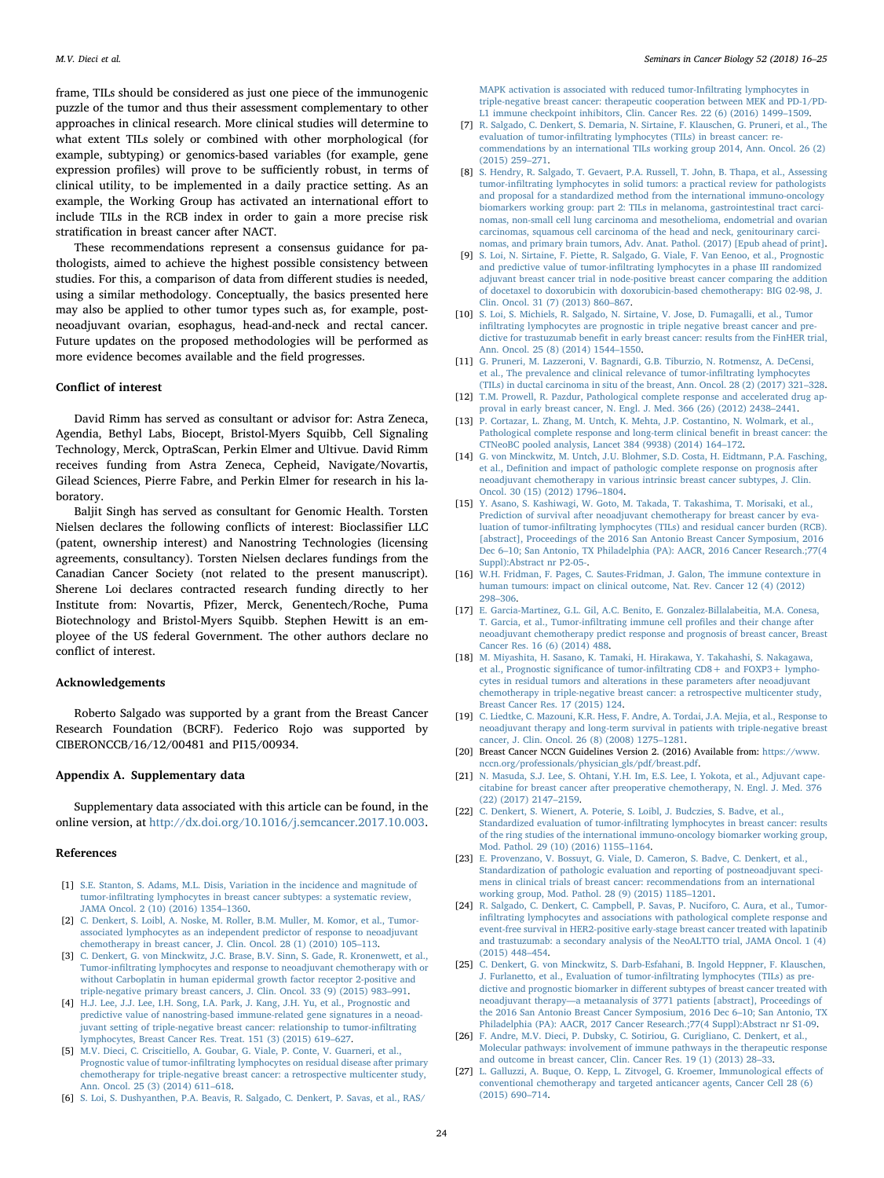frame, TILs should be considered as just one piece of the immunogenic puzzle of the tumor and thus their assessment complementary to other approaches in clinical research. More clinical studies will determine to what extent TILs solely or combined with other morphological (for example, subtyping) or genomics-based variables (for example, gene expression profiles) will prove to be sufficiently robust, in terms of clinical utility, to be implemented in a daily practice setting. As an example, the Working Group has activated an international effort to include TILs in the RCB index in order to gain a more precise risk stratification in breast cancer after NACT.

These recommendations represent a consensus guidance for pathologists, aimed to achieve the highest possible consistency between studies. For this, a comparison of data from different studies is needed, using a similar methodology. Conceptually, the basics presented here may also be applied to other tumor types such as, for example, post-neoadjuvant ovarian, esophagus, head-and-neck and rectal cancer. Future updates on the proposed methodologies will be performed as more evidence becomes available and the field progresses.

## Conflict of interest

David Rimm has served as consultant or advisor for: Astra Zeneca, Agendia, Bethyl Labs, Biocept, Bristol-Myers Squibb, Cell Signaling Technology, Merck, OptraScan, Perkin Elmer and Ultivue. David Rimm receives funding from Astra Zeneca, Cepheid, Navigate/Novartis, Gilead Sciences, Pierre Fabre, and Perkin Elmer for research in his laboratory.

Baljit Singh has served as consultant for Genomic Health. Torsten Nielsen declares the following conflicts of interest: Bioclassifier LLC (patent, ownership interest) and Nanostring Technologies (licensing agreements, consultancy). Torsten Nielsen declares fundings from the Canadian Cancer Society (not related to the present manuscript). Sherene Loi declares contracted research funding directly to her Institute from: Novartis, Pfizer, Merck, Genentech/Roche, Puma Biotechnology and Bristol-Myers Squibb. Stephen Hewitt is an employee of the US federal Government. The other authors declare no conflict of interest.

## Acknowledgements

Roberto Salgado was supported by a grant from the Breast Cancer Research Foundation (BCRF). Federico Rojo was supported by CIBERONCCB/16/12/00481 and PI15/00934.

## Appendix A. Supplementary data

Supplementary data associated with this article can be found, in the online version, at http://dx.doi.org/10.1016/j.semcancer.2017.10.003.

## References

[1] S.E. Stanton, S. Adams, M.L. Disis, Variation in the incidence and magnitude of tumor-infiltrating lymphocytes in breast cancer subtypes: a systematic review, JAMA Oncol. 2 (10) (2016) 1354–1360.

[2] C. Denkert, S. Loibl, A. Noske, M. Roller, B.M. Muller, M. Komor, et al., Tumor-associated lymphocytes as an independent predictor of response to neoadjuvant chemotherapy in breast cancer, J. Clin. Oncol. 28 (1) (2010) 105–113.

[3] C. Denkert, G. von Minckwitz, J.C. Brase, B.V. Sinn, S. Gade, R. Kronenwett, et al., Tumor-infiltrating lymphocytes and response to neoadjuvant chemotherapy with or without Carboplatin in human epidermal growth factor receptor 2-positive and triple-negative primary breast cancers, J. Clin. Oncol. 33 (9) (2015) 983–991.

[4] H.J. Lee, J.J. Lee, I.H. Song, I.A. Park, J. Kang, J.H. Yu, et al., Prognostic and predictive value of nanostring-based immune-related gene signatures in a neoadjuvant setting of triple-negative breast cancer: relationship to tumor-infiltrating lymphocytes, Breast Cancer Res. Treat. 151 (3) (2015) 619–627.

[5] M.V. Dieci, C. Criscitiello, A. Goubar, G. Viale, P. Conte, V. Guarneri, et al., Prognostic value of tumor-infiltrating lymphocytes on residual disease after primary chemotherapy for triple-negative breast cancer: a retrospective multicenter study, Ann. Oncol. 25 (3) (2014) 611–618.

[6] S. Loi, S. Dushyanthen, P.A. Beavis, R. Salgado, C. Denkert, P. Savas, et al., RAS/MAPK activation is associated with reduced tumor-Infiltrating lymphocytes in triple-negative breast cancer: therapeutic cooperation between MEK and PD-1/PD-L1 immune checkpoint inhibitors, Clin. Cancer Res. 22 (6) (2016) 1499–1509.

[7] R. Salgado, C. Denkert, S. Demaria, N. Sirtaine, F. Klauschen, G. Pruneri, et al., The evaluation of tumor-infiltrating lymphocytes (TILs) in breast cancer: recommendations by an international TILs working group 2014, Ann. Oncol. 26 (2) (2015) 259–271.

[8] S. Hendry, R. Salgado, T. Gevaert, P.A. Russell, T. John, B. Thapa, et al., Assessing tumor-infiltrating lymphocytes in solid tumors: a practical review for pathologists and proposal for a standardized method from the international immuno-oncology biomarkers working group: part 2: TILs in melanoma, gastrointestinal tract carcinomas, non-small cell lung carcinoma and mesothelioma, endometrial and ovarian carcinomas, squamous cell carcinoma of the head and neck, genitourinary carcinomas, and primary brain tumors, Adv. Anat. Pathol. (2017) [Epub ahead of print].

[9] S. Loi, N. Sirtaine, F. Piette, R. Salgado, G. Viale, F. Van Eenoo, et al., Prognostic and predictive value of tumor-infiltrating lymphocytes in a phase III randomized adjuvant breast cancer trial in node-positive breast cancer comparing the addition of docetaxel to doxorubicin with doxorubicin-based chemotherapy: BIG 02-98, J. Clin. Oncol. 31 (7) (2013) 860–867.

[10] S. Loi, S. Michiels, R. Salgado, N. Sirtaine, V. Jose, D. Fumagalli, et al., Tumor infiltrating lymphocytes are prognostic in triple negative breast cancer and predictive for trastuzumab benefit in early breast cancer: results from the FinHER trial, Ann. Oncol. 25 (8) (2014) 1544–1550.

[11] G. Pruneri, M. Lazzeroni, V. Bagnardi, G.B. Tiburzio, N. Rotmensz, A. DeCensi, et al., The prevalence and clinical relevance of tumor-infiltrating lymphocytes (TILs) in ductal carcinoma in situ of the breast, Ann. Oncol. 28 (2) (2017) 321–328.

[12] T.M. Prowell, R. Pazdur, Pathological complete response and accelerated drug approval in early breast cancer, N. Engl. J. Med. 366 (26) (2012) 2438–2441.

[13] P. Cortazar, L. Zhang, M. Untch, K. Mehta, J.P. Costantino, N. Wolmark, et al., Pathological complete response and long-term clinical benefit in breast cancer: the CTNeoBC pooled analysis, Lancet 384 (9938) (2014) 164–172.

[14] G. von Minckwitz, M. Untch, J.U. Blohmer, S.D. Costa, H. Eidtmann, P.A. Fasching, et al., Definition and impact of pathologic complete response on prognosis after neoadjuvant chemotherapy in various intrinsic breast cancer subtypes, J. Clin. Oncol. 30 (15) (2012) 1796–1804.

[15] Y. Asano, S. Kashiwagi, W. Goto, M. Takada, T. Takashima, T. Morisaki, et al., Prediction of survival after neoadjuvant chemotherapy for breast cancer by evaluation of tumor-infiltrating lymphocytes (TILs) and residual cancer burden (RCB). [abstract], Proceedings of the 2016 San Antonio Breast Cancer Symposium, 2016 Dec 6–10; San Antonio, TX Philadelphia (PA): AACR, 2016 Cancer Research.;77(4 Suppl):Abstract nr P2-05-.

[16] W.H. Fridman, F. Pages, C. Sautes-Fridman, J. Galon, The immune contexture in human tumours: impact on clinical outcome, Nat. Rev. Cancer 12 (4) (2012) 298–306.

[17] E. Garcia-Martinez, G.L. Gil, A.C. Benito, E. Gonzalez-Billalabeitia, M.A. Conesa, T. Garcia, et al., Tumor-infiltrating immune cell profiles and their change after neoadjuvant chemotherapy predict response and prognosis of breast cancer, Breast Cancer Res. 16 (6) (2014) 488.

[18] M. Miyashita, H. Sasano, K. Tamaki, H. Hirakawa, Y. Takahashi, S. Nakagawa, et al., Prognostic significance of tumor-infiltrating CD8+ and FOXP3+ lymphocytes in residual tumors and alterations in these parameters after neoadjuvant chemotherapy in triple-negative breast cancer: a retrospective multicenter study, Breast Cancer Res. 17 (2015) 124.

[19] C. Liedtke, C. Mazouni, K.R. Hess, F. Andre, A. Tordai, J.A. Mejia, et al., Response to neoadjuvant therapy and long-term survival in patients with triple-negative breast cancer, J. Clin. Oncol. 26 (8) (2008) 1275–1281.

[20] Breast Cancer NCCN Guidelines Version 2. (2016) Available from: https://www.nccn.org/professionals/physician_gls/pdf/breast.pdf.

[21] N. Masuda, S.J. Lee, S. Ohtani, Y.H. Im, E.S. Lee, I. Yokota, et al., Adjuvant capecitabine for breast cancer after preoperative chemotherapy, N. Engl. J. Med. 376 (22) (2017) 2147–2159.

[22] C. Denkert, S. Wienert, A. Poterie, S. Loibl, J. Budczies, S. Badve, et al., Standardized evaluation of tumor-infiltrating lymphocytes in breast cancer: results of the ring studies of the international immuno-oncology biomarker working group, Mod. Pathol. 29 (10) (2016) 1155–1164.

[23] E. Provenzano, V. Bossuyt, G. Viale, D. Cameron, S. Badve, C. Denkert, et al., Standardization of pathologic evaluation and reporting of postneoadjuvant specimens in clinical trials of breast cancer: recommendations from an international working group, Mod. Pathol. 28 (9) (2015) 1185–1201.

[24] R. Salgado, C. Denkert, C. Campbell, P. Savas, P. Nuciforo, C. Aura, et al., Tumor-infiltrating lymphocytes and associations with pathological complete response and event-free survival in HER2-positive early-stage breast cancer treated with lapatinib and trastuzumab: a secondary analysis of the NeoALTTO trial, JAMA Oncol. 1 (4) (2015) 448–454.

[25] C. Denkert, G. von Minckwitz, S. Darb-Esfahani, B. Ingold Heppner, F. Klauschen, J. Furlanetto, et al., Evaluation of tumor-infiltrating lymphocytes (TILs) as predictive and prognostic biomarker in different subtypes of breast cancer treated with neoadjuvant therapy—a metaanalysis of 3771 patients [abstract], Proceedings of the 2016 San Antonio Breast Cancer Symposium, 2016 Dec 6–10; San Antonio, TX Philadelphia (PA): AACR, 2017 Cancer Research.;77(4 Suppl):Abstract nr S1-09.

[26] F. Andre, M.V. Dieci, P. Dubsky, C. Sotiriou, G. Curigliano, C. Denkert, et al., Molecular pathways: involvement of immune pathways in the therapeutic response and outcome in breast cancer, Clin. Cancer Res. 19 (1) (2013) 28–33.

[27] L. Galluzzi, A. Buque, O. Kepp, L. Zitvogel, G. Kroemer, Immunological effects of conventional chemotherapy and targeted anticancer agents, Cancer Cell 28 (6) (2015) 690–714.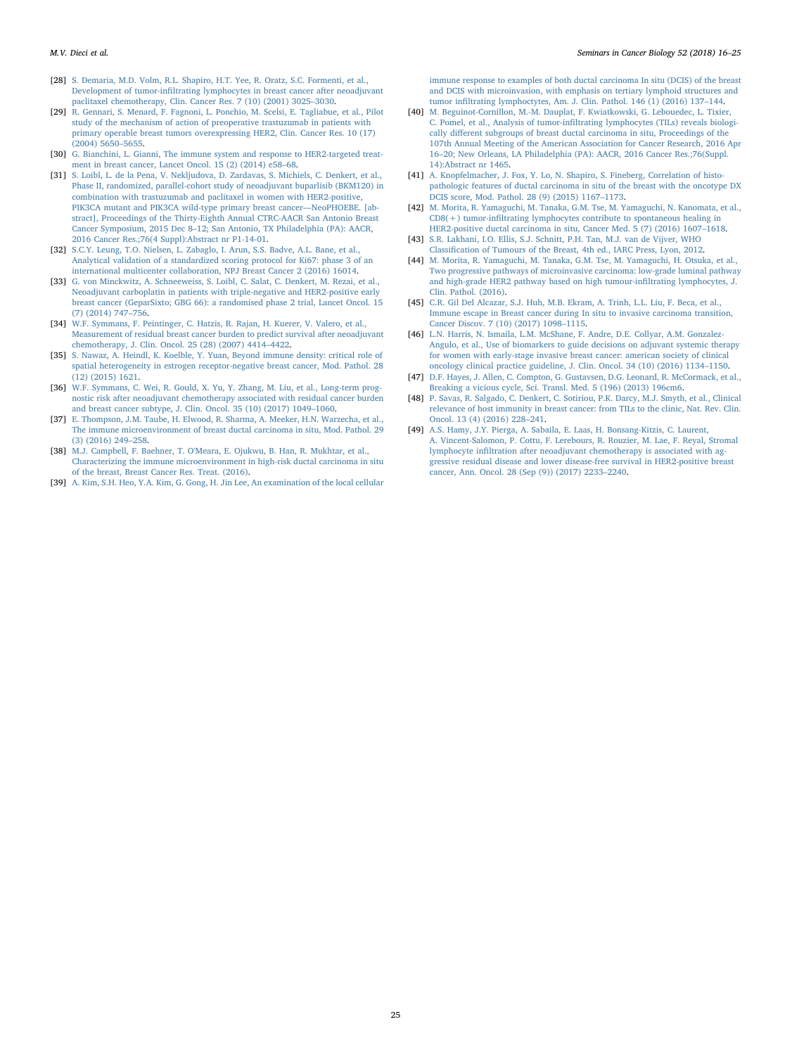[28] S. Demaria, M.D. Volm, R.L. Shapiro, H.T. Yee, R. Oratz, S.C. Formenti, et al., Development of tumor-infiltrating lymphocytes in breast cancer after neoadjuvant paclitaxel chemotherapy, Clin. Cancer Res. 7 (10) (2001) 3025–3030.

[29] R. Gennari, S. Menard, F. Fagnoni, L. Ponchio, M. Scelsi, E. Tagliabue, et al., Pilot study of the mechanism of action of preoperative trastuzumab in patients with primary operable breast tumors overexpressing HER2, Clin. Cancer Res. 10 (17) (2004) 5650–5655.

[30] G. Bianchini, L. Gianni, The immune system and response to HER2-targeted treatment in breast cancer, Lancet Oncol. 15 (2) (2014) e58–68.

[31] S. Loibl, L. de la Pena, V. Nekljudova, D. Zardavas, S. Michiels, C. Denkert, et al., Phase II, randomized, parallel-cohort study of neoadjuvant buparlisib (BKM120) in combination with trastuzumab and paclitaxel in women with HER2-positive, PIK3CA mutant and PIK3CA wild-type primary breast cancer—NeoPHOEBE. [abstract], Proceedings of the Thirty-Eighth Annual CTRC-AACR San Antonio Breast Cancer Symposium, 2015 Dec 8–12; San Antonio, TX Philadelphia (PA): AACR, 2016 Cancer Res.;76(4 Suppl):Abstract nr P1-14-01.

[32] S.C.Y. Leung, T.O. Nielsen, L. Zabaglo, I. Arun, S.S. Badve, A.L. Bane, et al., Analytical validation of a standardized scoring protocol for Ki67: phase 3 of an international multicenter collaboration, NPJ Breast Cancer 2 (2016) 16014.

[33] G. von Minckwitz, A. Schneeweiss, S. Loibl, C. Salat, C. Denkert, M. Rezai, et al., Neoadjuvant carboplatin in patients with triple-negative and HER2-positive early breast cancer (GeparSixto; GBG 66): a randomised phase 2 trial, Lancet Oncol. 15 (7) (2014) 747–756.

[34] W.F. Symmans, F. Peintinger, C. Hatzis, R. Rajan, H. Kuerer, V. Valero, et al., Measurement of residual breast cancer burden to predict survival after neoadjuvant chemotherapy, J. Clin. Oncol. 25 (28) (2007) 4414–4422.

[35] S. Nawaz, A. Heindl, K. Koelble, Y. Yuan, Beyond immune density: critical role of spatial heterogeneity in estrogen receptor-negative breast cancer, Mod. Pathol. 28 (12) (2015) 1621.

[36] W.F. Symmans, C. Wei, R. Gould, X. Yu, Y. Zhang, M. Liu, et al., Long-term prognostic risk after neoadjuvant chemotherapy associated with residual cancer burden and breast cancer subtype, J. Clin. Oncol. 35 (10) (2017) 1049–1060.

[37] E. Thompson, J.M. Taube, H. Elwood, R. Sharma, A. Meeker, H.N. Warzecha, et al., The immune microenvironment of breast ductal carcinoma in situ, Mod. Pathol. 29 (3) (2016) 249–258.

[38] M.J. Campbell, F. Baehner, T. O'Meara, E. Ojukwu, B. Han, R. Mukhtar, et al., Characterizing the immune microenvironment in high-risk ductal carcinoma in situ of the breast, Breast Cancer Res. Treat. (2016).

[39] A. Kim, S.H. Heo, Y.A. Kim, G. Gong, H. Jin Lee, An examination of the local cellular immune response to examples of both ductal carcinoma In situ (DCIS) of the breast and DCIS with microinvasion, with emphasis on tertiary lymphoid structures and tumor infiltrating lymphocytes, Am. J. Clin. Pathol. 146 (1) (2016) 137–144.

[40] M. Beguinot-Cornillon, M.-M. Dauplat, F. Kwiatkowski, G. Lebouedec, L. Tixier, C. Pomel, et al., Analysis of tumor-infiltrating lymphocytes (TILs) reveals biologically different subgroups of breast ductal carcinoma in situ, Proceedings of the 107th Annual Meeting of the American Association for Cancer Research, 2016 Apr 16–20; New Orleans, LA Philadelphia (PA): AACR, 2016 Cancer Res.;76(Suppl. 14):Abstract nr 1465.

[41] A. Knopfelmacher, J. Fox, Y. Lo, N. Shapiro, S. Fineberg, Correlation of histopathologic features of ductal carcinoma in situ of the breast with the oncotype DX DCIS score, Mod. Pathol. 28 (9) (2015) 1167–1173.

[42] M. Morita, R. Yamaguchi, M. Tanaka, G.M. Tse, M. Yamaguchi, N. Kanomata, et al., CD8(+) tumor-infiltrating lymphocytes contribute to spontaneous healing in HER2-positive ductal carcinoma in situ, Cancer Med. 5 (7) (2016) 1607–1618.

[43] S.R. Lakhani, I.O. Ellis, S.J. Schnitt, P.H. Tan, M.J. van de Vijver, WHO Classification of Tumours of the Breast, 4th ed., IARC Press, Lyon, 2012.

[44] M. Morita, R. Yamaguchi, M. Tanaka, G.M. Tse, M. Yamaguchi, H. Otsuka, et al., Two progressive pathways of microinvasive carcinoma: low-grade luminal pathway and high-grade HER2 pathway based on high tumour-infiltrating lymphocytes, J. Clin. Pathol. (2016).

[45] C.R. Gil Del Alcazar, S.J. Huh, M.B. Ekram, A. Trinh, L.L. Liu, F. Beca, et al., Immune escape in Breast cancer during In situ to invasive carcinoma transition, Cancer Discov. 7 (10) (2017) 1098–1115.

[46] L.N. Harris, N. Ismaila, L.M. McShane, F. Andre, D.E. Collyar, A.M. Gonzalez-Angulo, et al., Use of biomarkers to guide decisions on adjuvant systemic therapy for women with early-stage invasive breast cancer: american society of clinical oncology clinical practice guideline, J. Clin. Oncol. 34 (10) (2016) 1134–1150.

[47] D.F. Hayes, J. Allen, C. Compton, G. Gustavsen, D.G. Leonard, R. McCormack, et al., Breaking a vicious cycle, Sci. Transl. Med. 5 (196) (2013) 196cm6.

[48] P. Savas, R. Salgado, C. Denkert, C. Sotiriou, P.K. Darcy, M.J. Smyth, et al., Clinical relevance of host immunity in breast cancer: from TILs to the clinic, Nat. Rev. Clin. Oncol. 13 (4) (2016) 228–241.

[49] A.S. Hamy, J.Y. Pierga, A. Sabaila, E. Laas, H. Bonsang-Kitzis, C. Laurent, A. Vincent-Salomon, P. Cottu, F. Lerebours, R. Rouzier, M. Lae, F. Reyal, Stromal lymphocyte infiltration after neoadjuvant chemotherapy is associated with aggressive residual disease and lower disease-free survival in HER2-positive breast cancer, Ann. Oncol. 28 (Sep (9)) (2017) 2233–2240.